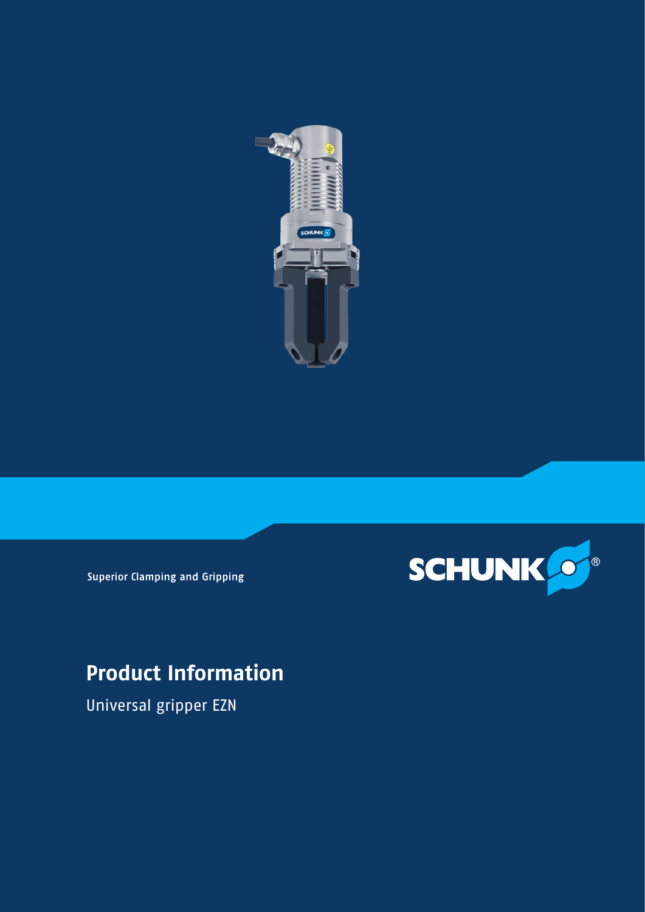Superior Clamping and Gripping

SCHUNK®

# Product Information

Universal gripper EZN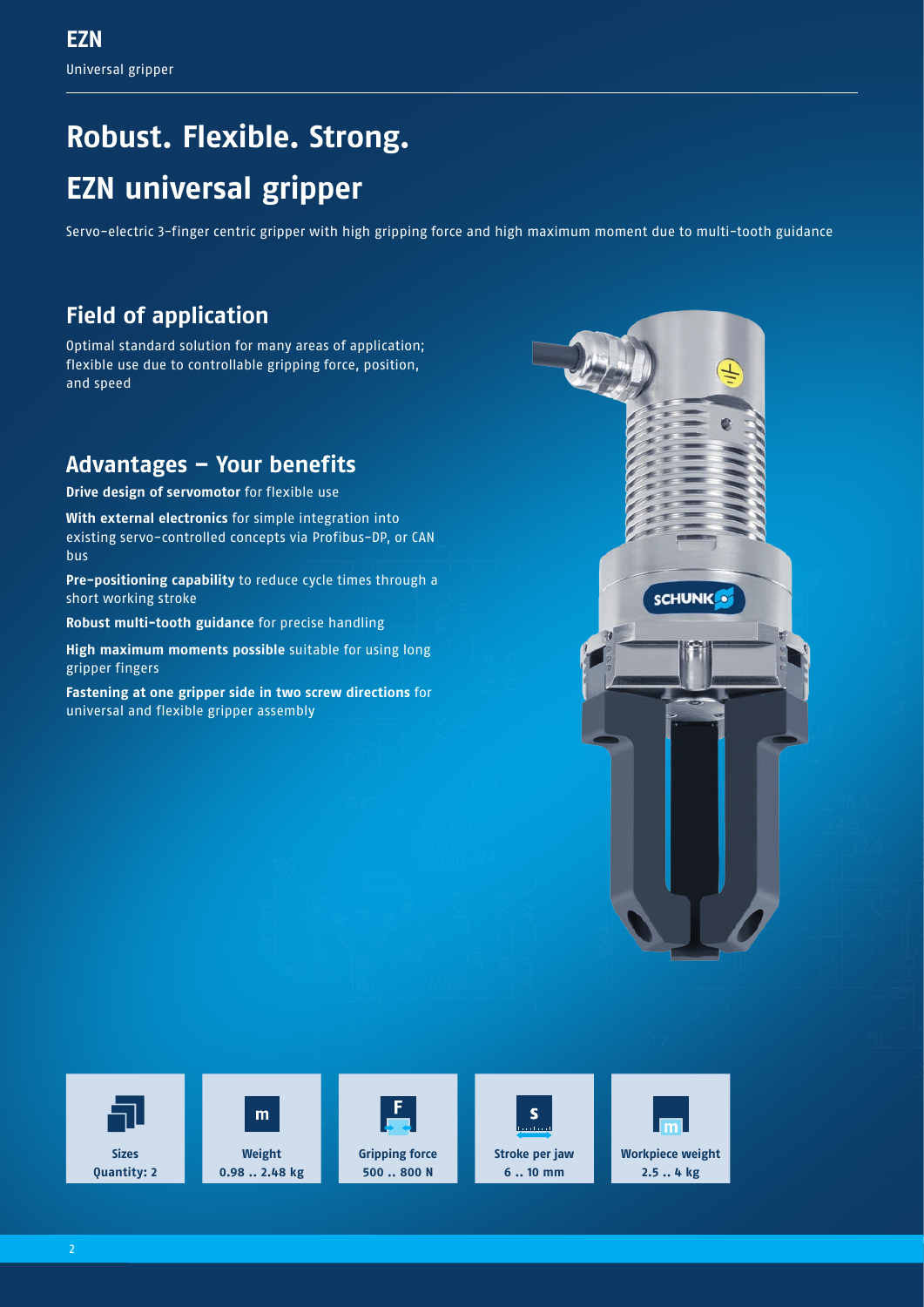# EZN

Universal gripper

## Robust. Flexible. Strong.

## EZN universal gripper

Servo-electric 3-finger centric gripper with high gripping force and high maximum moment due to multi-tooth guidance

### Field of application

Optimal standard solution for many areas of application; flexible use due to controllable gripping force, position, and speed

### Advantages – Your benefits

**Drive design of servomotor** for flexible use

**With external electronics** for simple integration into existing servo-controlled concepts via Profibus-DP, or CAN bus

**Pre-positioning capability** to reduce cycle times through a short working stroke

**Robust multi-tooth guidance** for precise handling

**High maximum moments possible** suitable for using long gripper fingers

**Fastening at one gripper side in two screw directions** for universal and flexible gripper assembly

| Sizes | Weight | Gripping force | Stroke per jaw | Workpiece weight |
|---|---|---|---|---|
| Quantity: 2 | 0.98 .. 2.48 kg | 500 .. 800 N | 6 .. 10 mm | 2.5 .. 4 kg |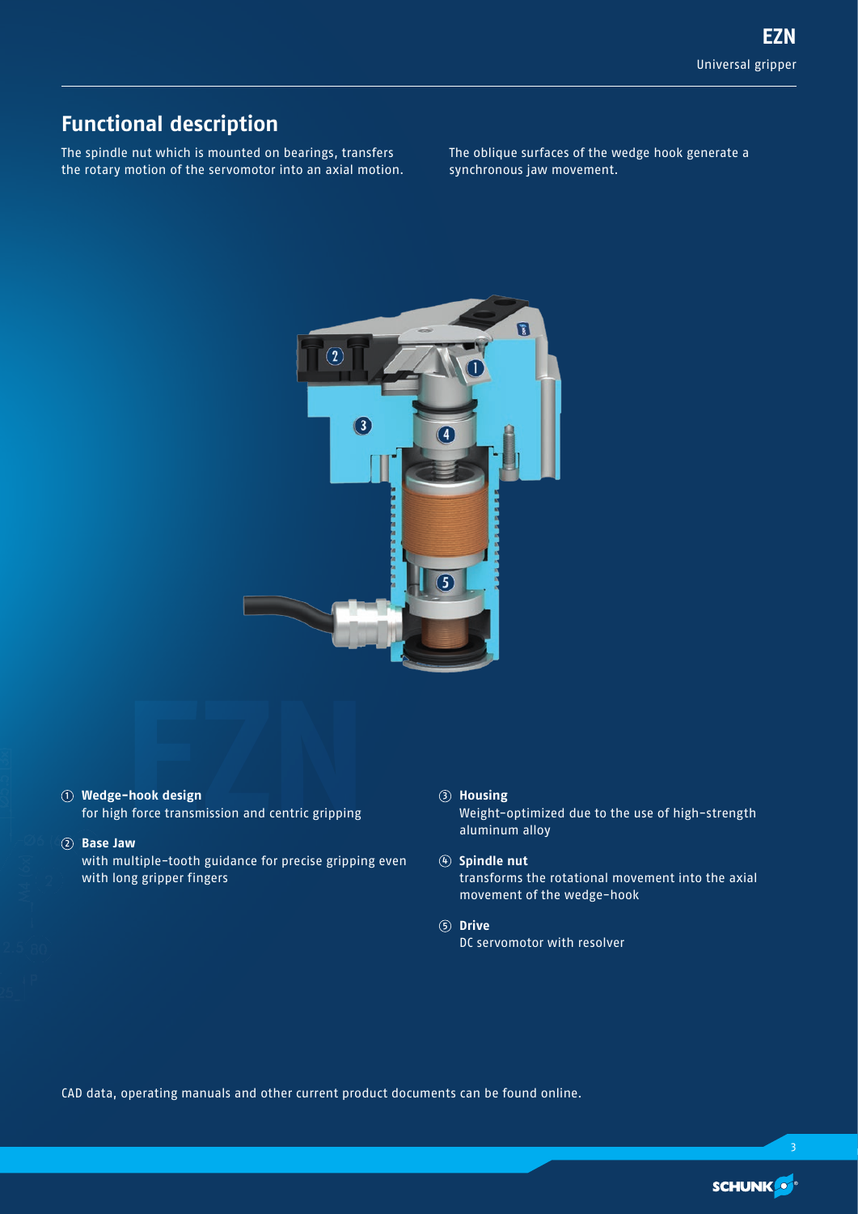## Functional description

The spindle nut which is mounted on bearings, transfers the rotary motion of the servomotor into an axial motion.

The oblique surfaces of the wedge hook generate a synchronous jaw movement.

① **Wedge-hook design**
for high force transmission and centric gripping

② **Base Jaw**
with multiple-tooth guidance for precise gripping even with long gripper fingers

③ **Housing**
Weight-optimized due to the use of high-strength aluminum alloy

④ **Spindle nut**
transforms the rotational movement into the axial movement of the wedge-hook

⑤ **Drive**
DC servomotor with resolver

CAD data, operating manuals and other current product documents can be found online.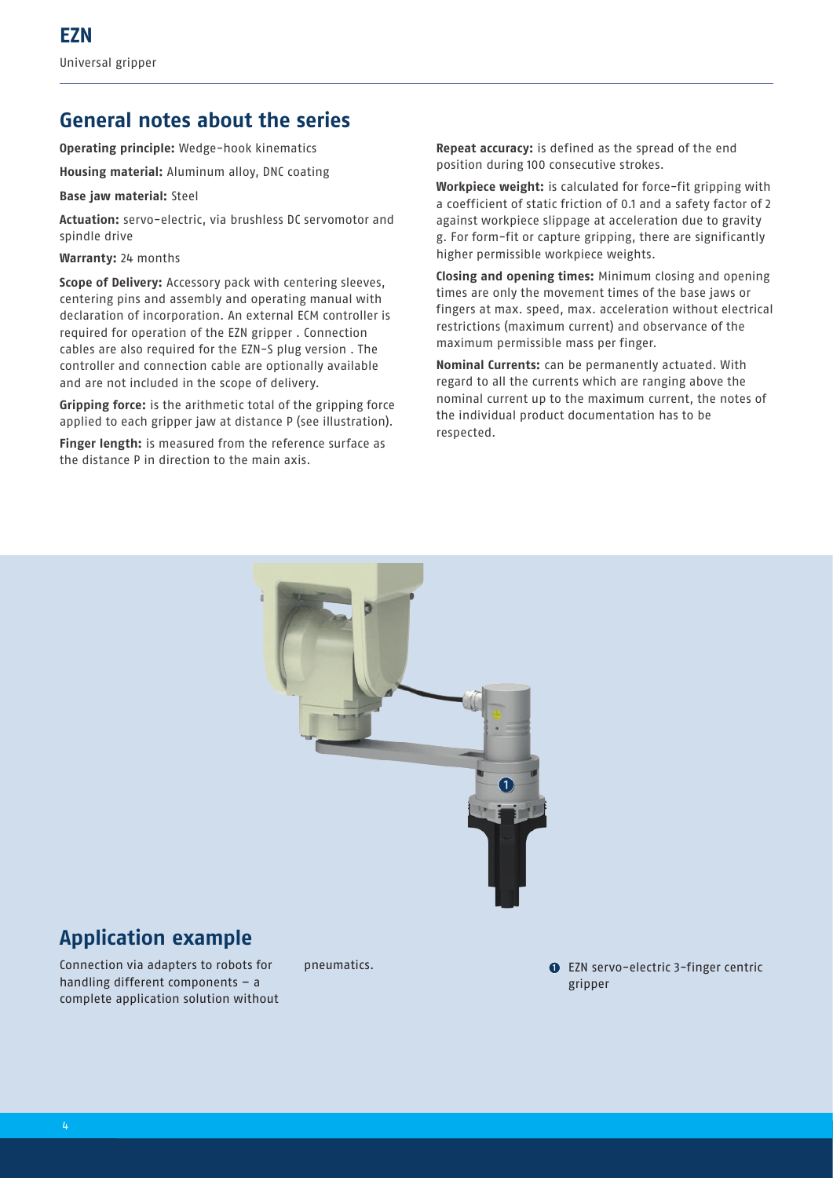## General notes about the series

**Operating principle:** Wedge-hook kinematics

**Housing material:** Aluminum alloy, DNC coating

**Base jaw material:** Steel

**Actuation:** servo-electric, via brushless DC servomotor and spindle drive

**Warranty:** 24 months

**Scope of Delivery:** Accessory pack with centering sleeves, centering pins and assembly and operating manual with declaration of incorporation. An external ECM controller is required for operation of the EZN gripper . Connection cables are also required for the EZN-S plug version . The controller and connection cable are optionally available and are not included in the scope of delivery.

**Gripping force:** is the arithmetic total of the gripping force applied to each gripper jaw at distance P (see illustration).

**Finger length:** is measured from the reference surface as the distance P in direction to the main axis.

**Repeat accuracy:** is defined as the spread of the end position during 100 consecutive strokes.

**Workpiece weight:** is calculated for force-fit gripping with a coefficient of static friction of 0.1 and a safety factor of 2 against workpiece slippage at acceleration due to gravity g. For form-fit or capture gripping, there are significantly higher permissible workpiece weights.

**Closing and opening times:** Minimum closing and opening times are only the movement times of the base jaws or fingers at max. speed, max. acceleration without electrical restrictions (maximum current) and observance of the maximum permissible mass per finger.

**Nominal Currents:** can be permanently actuated. With regard to all the currents which are ranging above the nominal current up to the maximum current, the notes of the individual product documentation has to be respected.

## Application example

Connection via adapters to robots for handling different components – a complete application solution without pneumatics.

1. EZN servo-electric 3-finger centric gripper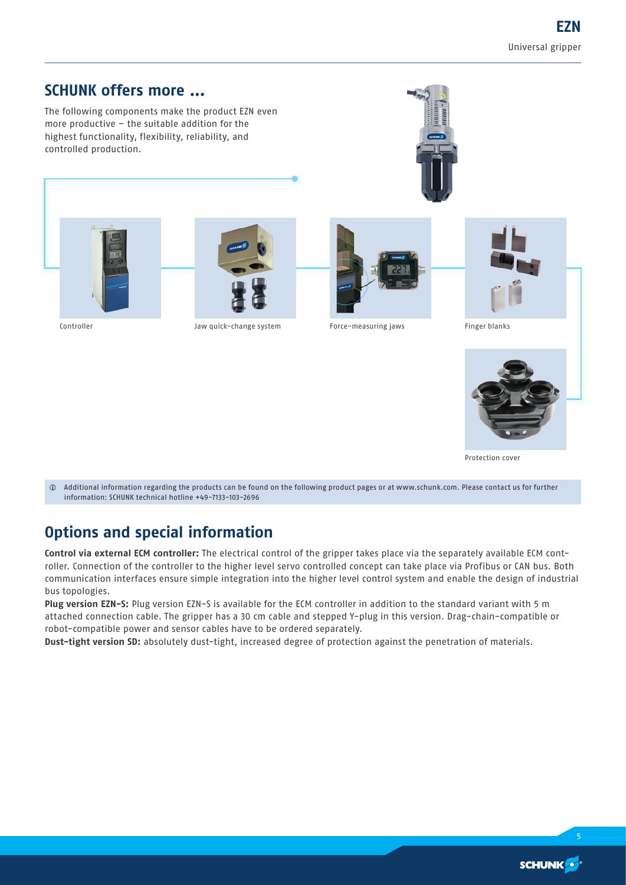## SCHUNK offers more ...

The following components make the product EZN even more productive – the suitable addition for the highest functionality, flexibility, reliability, and controlled production.

Controller

Jaw quick-change system

Force-measuring jaws

Finger blanks

Protection cover

ⓘ Additional information regarding the products can be found on the following product pages or at www.schunk.com. Please contact us for further information: SCHUNK technical hotline +49-7133-103-2696

## Options and special information

**Control via external ECM controller:** The electrical control of the gripper takes place via the separately available ECM controller. Connection of the controller to the higher level servo controlled concept can take place via Profibus or CAN bus. Both communication interfaces ensure simple integration into the higher level control system and enable the design of industrial bus topologies.

**Plug version EZN-S:** Plug version EZN-S is available for the ECM controller in addition to the standard variant with 5 m attached connection cable. The gripper has a 30 cm cable and stepped Y-plug in this version. Drag-chain-compatible or robot-compatible power and sensor cables have to be ordered separately.

**Dust-tight version SD:** absolutely dust-tight, increased degree of protection against the penetration of materials.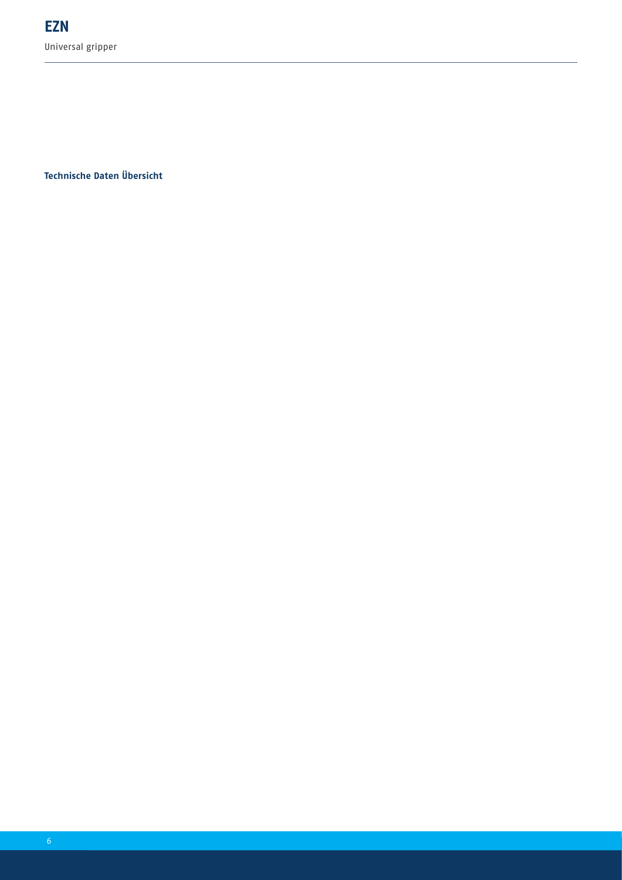**Technische Daten Übersicht**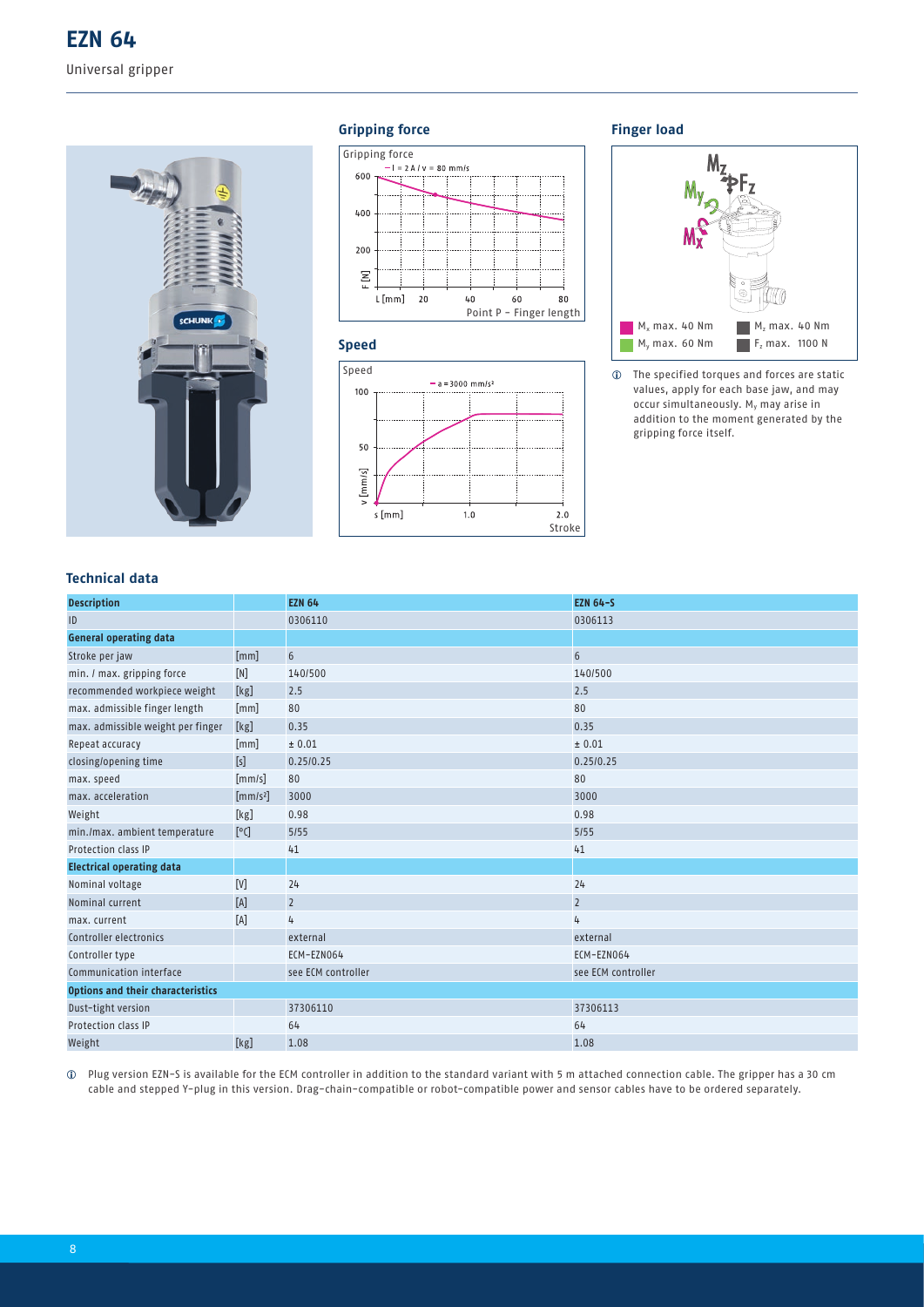# EZN 64

Universal gripper

## Gripping force

Gripping force

— I = 2 A / v = 80 mm/s

F [N]

L [mm]

Point P – Finger length

## Speed

Speed

— a = 3000 mm/s²

v [mm/s]

s [mm]

Stroke

## Finger load

$M_x$ max. 40 Nm

$M_z$ max. 40 Nm

$M_y$ max. 60 Nm

$F_z$ max. 1100 N

ⓘ The specified torques and forces are static values, apply for each base jaw, and may occur simultaneously. $M_y$ may arise in addition to the moment generated by the gripping force itself.

## Technical data

| Description | | EZN 64 | EZN 64-S |
| --- | --- | --- | --- |
| ID | | 0306110 | 0306113 |
| **General operating data** | | | |
| Stroke per jaw | [mm] | 6 | 6 |
| min. / max. gripping force | [N] | 140/500 | 140/500 |
| recommended workpiece weight | [kg] | 2.5 | 2.5 |
| max. admissible finger length | [mm] | 80 | 80 |
| max. admissible weight per finger | [kg] | 0.35 | 0.35 |
| Repeat accuracy | [mm] | ± 0.01 | ± 0.01 |
| closing/opening time | [s] | 0.25/0.25 | 0.25/0.25 |
| max. speed | [mm/s] | 80 | 80 |
| max. acceleration | [mm/s²] | 3000 | 3000 |
| Weight | [kg] | 0.98 | 0.98 |
| min./max. ambient temperature | [°C] | 5/55 | 5/55 |
| Protection class IP | | 41 | 41 |
| **Electrical operating data** | | | |
| Nominal voltage | [V] | 24 | 24 |
| Nominal current | [A] | 2 | 2 |
| max. current | [A] | 4 | 4 |
| Controller electronics | | external | external |
| Controller type | | ECM-EZN064 | ECM-EZN064 |
| Communication interface | | see ECM controller | see ECM controller |
| **Options and their characteristics** | | | |
| Dust-tight version | | 37306110 | 37306113 |
| Protection class IP | | 64 | 64 |
| Weight | [kg] | 1.08 | 1.08 |

ⓘ Plug version EZN-S is available for the ECM controller in addition to the standard variant with 5 m attached connection cable. The gripper has a 30 cm cable and stepped Y-plug in this version. Drag-chain-compatible or robot-compatible power and sensor cables have to be ordered separately.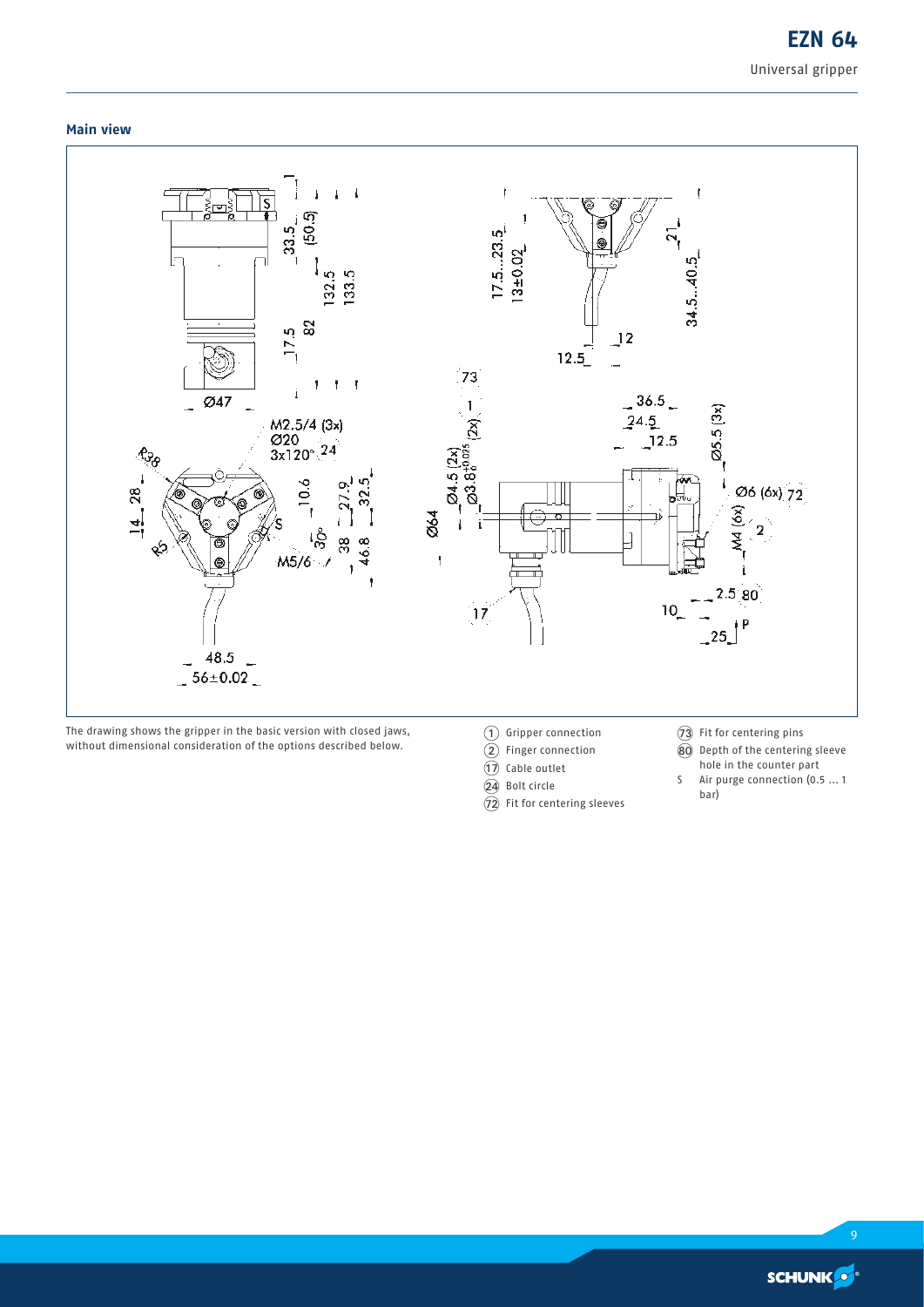## Main view

The drawing shows the gripper in the basic version with closed jaws, without dimensional consideration of the options described below.

- (1) Gripper connection
- (2) Finger connection
- (17) Cable outlet
- (24) Bolt circle
- (72) Fit for centering sleeves
- (73) Fit for centering pins
- (80) Depth of the centering sleeve hole in the counter part
- S Air purge connection (0.5 ... 1 bar)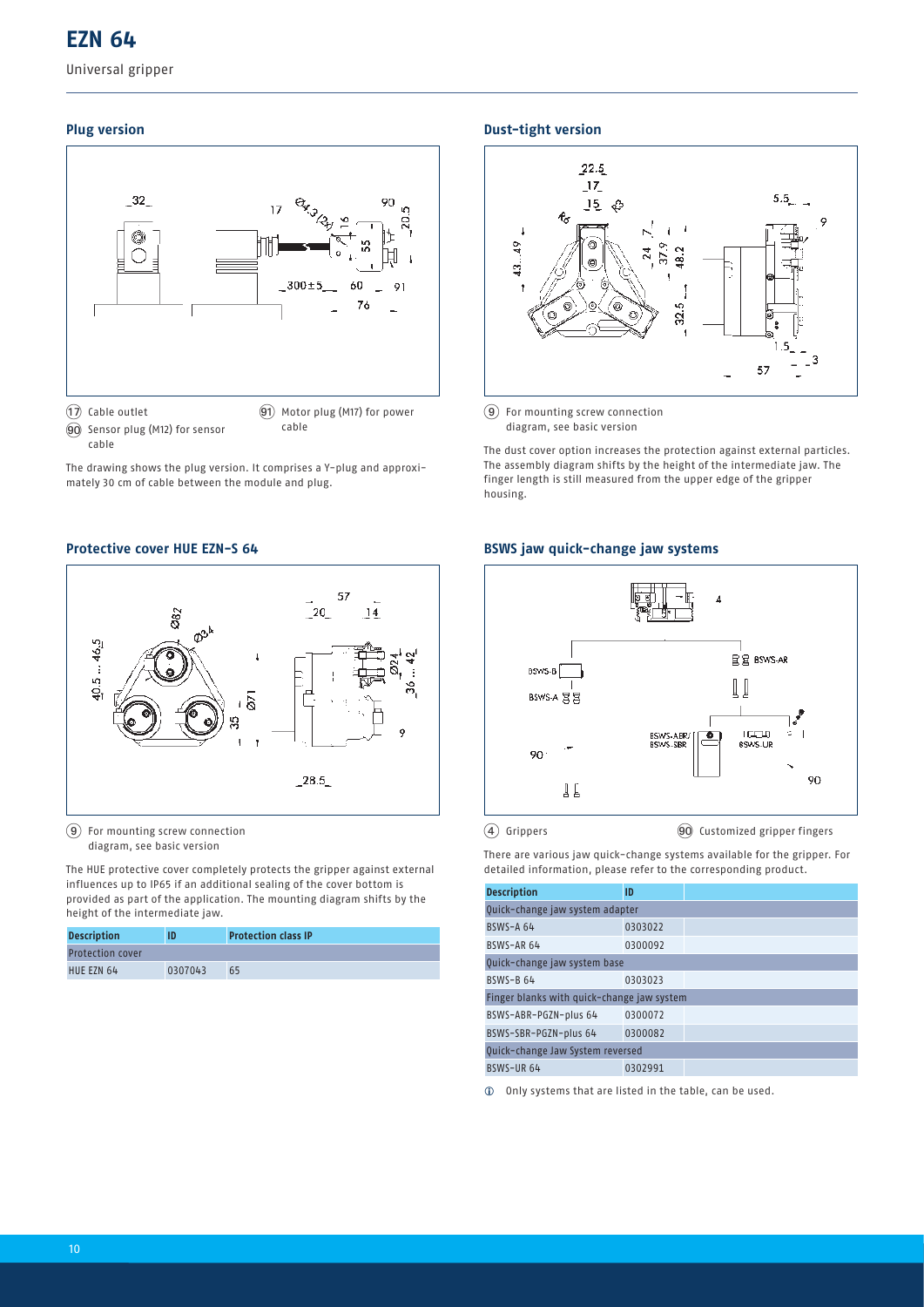# EZN 64

Universal gripper

## Plug version

(17) Cable outlet

(90) Sensor plug (M12) for sensor cable

(91) Motor plug (M17) for power cable

The drawing shows the plug version. It comprises a Y-plug and approximately 30 cm of cable between the module and plug.

## Dust-tight version

(9) For mounting screw connection diagram, see basic version

The dust cover option increases the protection against external particles. The assembly diagram shifts by the height of the intermediate jaw. The finger length is still measured from the upper edge of the gripper housing.

## Protective cover HUE EZN-S 64

(9) For mounting screw connection diagram, see basic version

The HUE protective cover completely protects the gripper against external influences up to IP65 if an additional sealing of the cover bottom is provided as part of the application. The mounting diagram shifts by the height of the intermediate jaw.

| Description | ID | Protection class IP |
|---|---|---|
| Protection cover | | |
| HUE EZN 64 | 0307043 | 65 |

## BSWS jaw quick-change jaw systems

(4) Grippers

(90) Customized gripper fingers

There are various jaw quick-change systems available for the gripper. For detailed information, please refer to the corresponding product.

| Description | ID |
|---|---|
| Quick-change jaw system adapter | |
| BSWS-A 64 | 0303022 |
| BSWS-AR 64 | 0300092 |
| Quick-change jaw system base | |
| BSWS-B 64 | 0303023 |
| Finger blanks with quick-change jaw system | |
| BSWS-ABR-PGZN-plus 64 | 0300072 |
| BSWS-SBR-PGZN-plus 64 | 0300082 |
| Quick-change Jaw System reversed | |
| BSWS-UR 64 | 0302991 |

ⓘ Only systems that are listed in the table, can be used.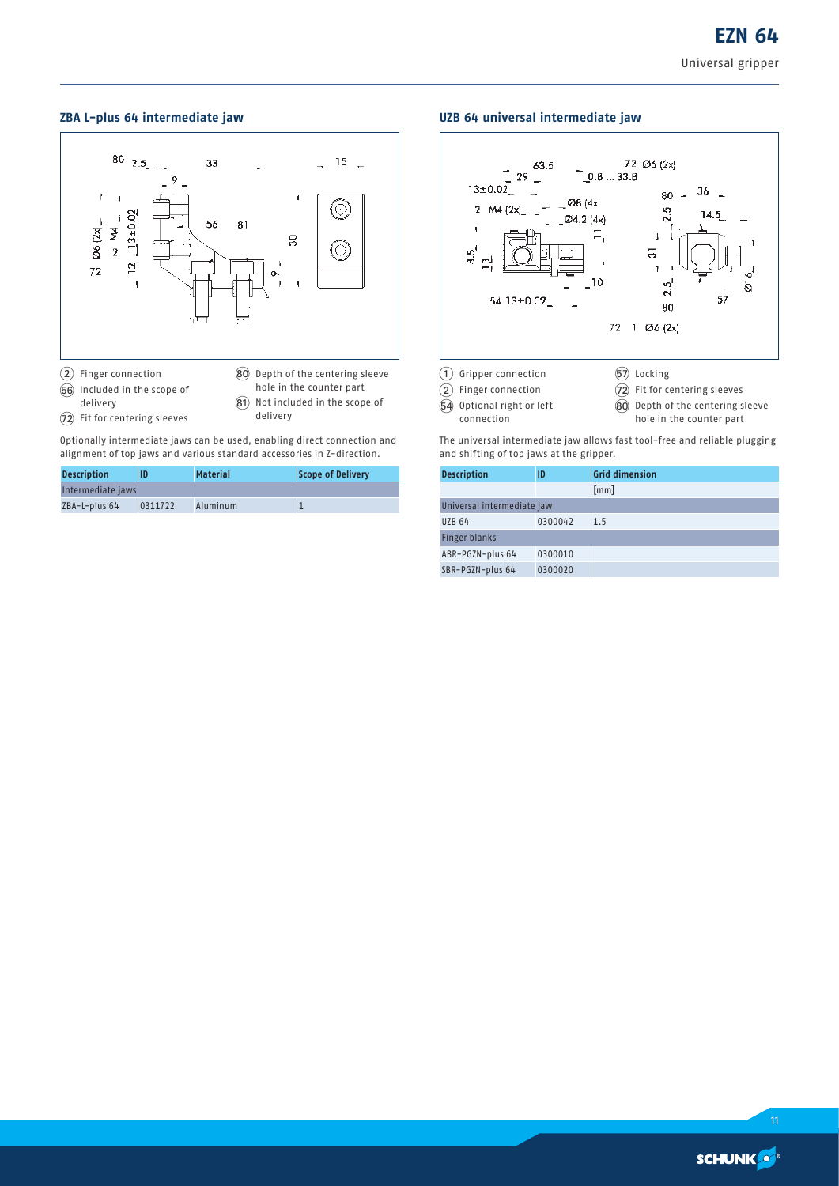## ZBA L-plus 64 intermediate jaw

(2) Finger connection
(56) Included in the scope of delivery
(72) Fit for centering sleeves
(80) Depth of the centering sleeve hole in the counter part
(81) Not included in the scope of delivery

Optionally intermediate jaws can be used, enabling direct connection and alignment of top jaws and various standard accessories in Z-direction.

| Description | ID | Material | Scope of Delivery |
|---|---|---|---|
| Intermediate jaws | | | |
| ZBA-L-plus 64 | 0311722 | Aluminum | 1 |

## UZB 64 universal intermediate jaw

(1) Gripper connection
(2) Finger connection
(54) Optional right or left connection
(57) Locking
(72) Fit for centering sleeves
(80) Depth of the centering sleeve hole in the counter part

The universal intermediate jaw allows fast tool-free and reliable plugging and shifting of top jaws at the gripper.

| Description | ID | Grid dimension |
|---|---|---|
| | | [mm] |
| Universal intermediate jaw | | |
| UZB 64 | 0300042 | 1.5 |
| Finger blanks | | |
| ABR-PGZN-plus 64 | 0300010 | |
| SBR-PGZN-plus 64 | 0300020 | |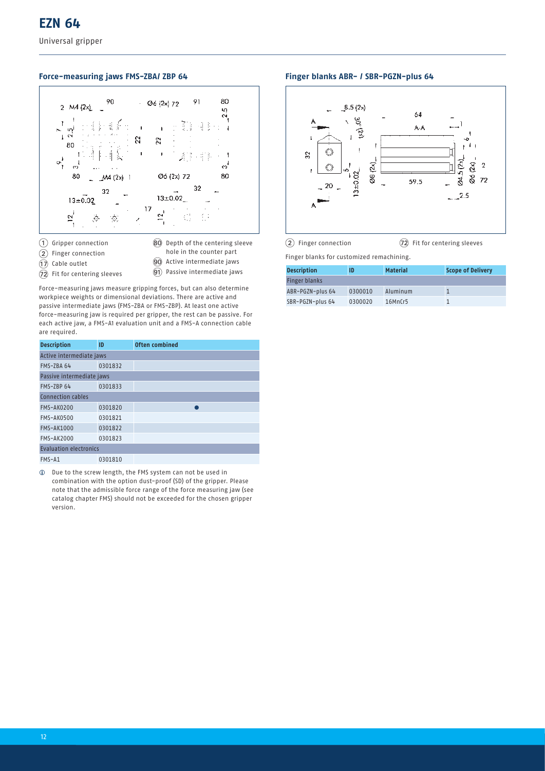# EZN 64

Universal gripper

## Force-measuring jaws FMS-ZBA/ ZBP 64

1. Gripper connection
2. Finger connection
17. Cable outlet
72. Fit for centering sleeves
80. Depth of the centering sleeve hole in the counter part
90. Active intermediate jaws
91. Passive intermediate jaws

Force-measuring jaws measure gripping forces, but can also determine workpiece weights or dimensional deviations. There are active and passive intermediate jaws (FMS-ZBA or FMS-ZBP). At least one active force-measuring jaw is required per gripper, the rest can be passive. For each active jaw, a FMS-A1 evaluation unit and a FMS-A connection cable are required.

| Description | ID | Often combined |
|---|---|---|
| Active intermediate jaws | | |
| FMS-ZBA 64 | 0301832 | |
| Passive intermediate jaws | | |
| FMS-ZBP 64 | 0301833 | |
| Connection cables | | |
| FMS-AK0200 | 0301820 | ● |
| FMS-AK0500 | 0301821 | |
| FMS-AK1000 | 0301822 | |
| FMS-AK2000 | 0301823 | |
| Evaluation electronics | | |
| FMS-A1 | 0301810 | |

ⓘ Due to the screw length, the FMS system can not be used in combination with the option dust-proof (SD) of the gripper. Please note that the admissible force range of the force measuring jaw (see catalog chapter FMS) should not be exceeded for the chosen gripper version.

## Finger blanks ABR- / SBR-PGZN-plus 64

2. Finger connection
72. Fit for centering sleeves

Finger blanks for customized remachining.

| Description | ID | Material | Scope of Delivery |
|---|---|---|---|
| Finger blanks | | | |
| ABR-PGZN-plus 64 | 0300010 | Aluminum | 1 |
| SBR-PGZN-plus 64 | 0300020 | 16MnCr5 | 1 |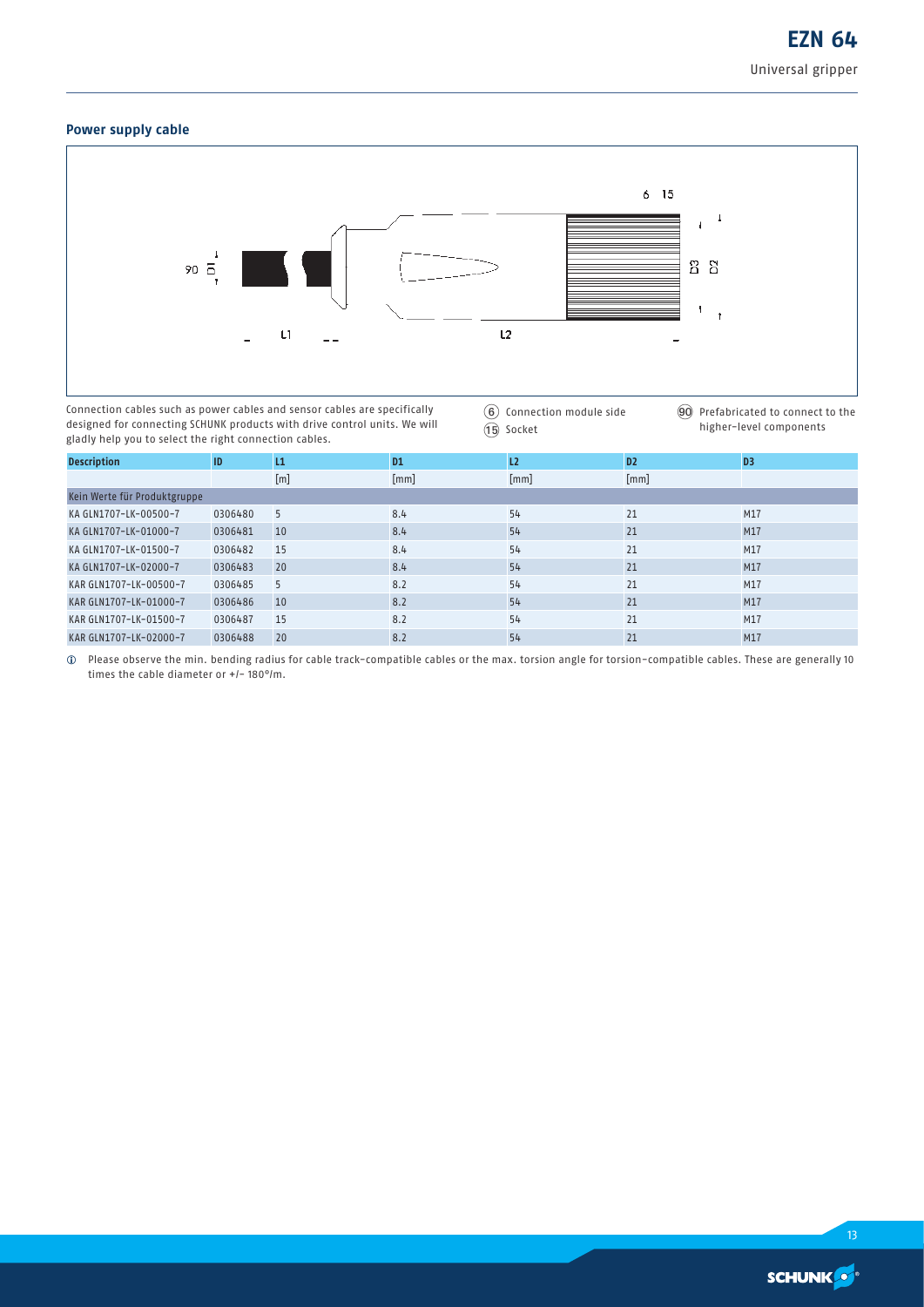## Power supply cable

Connection cables such as power cables and sensor cables are specifically designed for connecting SCHUNK products with drive control units. We will gladly help you to select the right connection cables.

(6) Connection module side
(15) Socket
(90) Prefabricated to connect to the higher-level components

| Description | ID | L1 | D1 | L2 | D2 | D3 |
|---|---|---|---|---|---|---|
| | | [m] | [mm] | [mm] | [mm] | |
| Kein Werte für Produktgruppe | | | | | | |
| KA GLN1707-LK-00500-7 | 0306480 | 5 | 8.4 | 54 | 21 | M17 |
| KA GLN1707-LK-01000-7 | 0306481 | 10 | 8.4 | 54 | 21 | M17 |
| KA GLN1707-LK-01500-7 | 0306482 | 15 | 8.4 | 54 | 21 | M17 |
| KA GLN1707-LK-02000-7 | 0306483 | 20 | 8.4 | 54 | 21 | M17 |
| KAR GLN1707-LK-00500-7 | 0306485 | 5 | 8.2 | 54 | 21 | M17 |
| KAR GLN1707-LK-01000-7 | 0306486 | 10 | 8.2 | 54 | 21 | M17 |
| KAR GLN1707-LK-01500-7 | 0306487 | 15 | 8.2 | 54 | 21 | M17 |
| KAR GLN1707-LK-02000-7 | 0306488 | 20 | 8.2 | 54 | 21 | M17 |

ⓘ Please observe the min. bending radius for cable track-compatible cables or the max. torsion angle for torsion-compatible cables. These are generally 10 times the cable diameter or +/- 180°/m.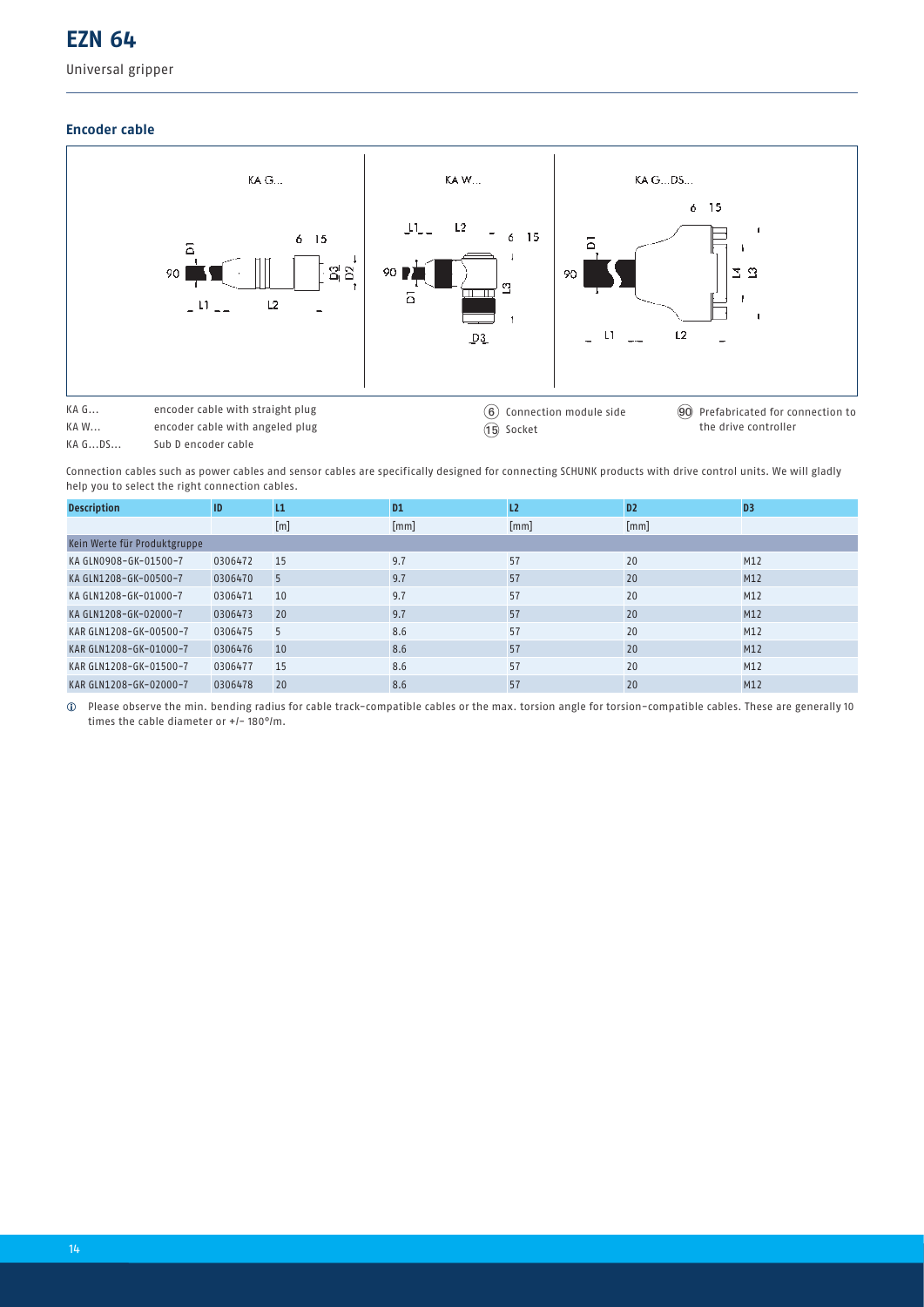# EZN 64

Universal gripper

## Encoder cable

KA G... | encoder cable with straight plug
KA W... | encoder cable with angeled plug
KA G...DS... | Sub D encoder cable

(6) Connection module side
(15) Socket
(90) Prefabricated for connection to the drive controller

Connection cables such as power cables and sensor cables are specifically designed for connecting SCHUNK products with drive control units. We will gladly help you to select the right connection cables.

| Description | ID | L1 | D1 | L2 | D2 | D3 |
|---|---|---|---|---|---|---|
| | | [m] | [mm] | [mm] | [mm] | |
| Kein Werte für Produktgruppe | | | | | | |
| KA GLN0908-GK-01500-7 | 0306472 | 15 | 9.7 | 57 | 20 | M12 |
| KA GLN1208-GK-00500-7 | 0306470 | 5 | 9.7 | 57 | 20 | M12 |
| KA GLN1208-GK-01000-7 | 0306471 | 10 | 9.7 | 57 | 20 | M12 |
| KA GLN1208-GK-02000-7 | 0306473 | 20 | 9.7 | 57 | 20 | M12 |
| KAR GLN1208-GK-00500-7 | 0306475 | 5 | 8.6 | 57 | 20 | M12 |
| KAR GLN1208-GK-01000-7 | 0306476 | 10 | 8.6 | 57 | 20 | M12 |
| KAR GLN1208-GK-01500-7 | 0306477 | 15 | 8.6 | 57 | 20 | M12 |
| KAR GLN1208-GK-02000-7 | 0306478 | 20 | 8.6 | 57 | 20 | M12 |

ⓘ Please observe the min. bending radius for cable track-compatible cables or the max. torsion angle for torsion-compatible cables. These are generally 10 times the cable diameter or +/- 180°/m.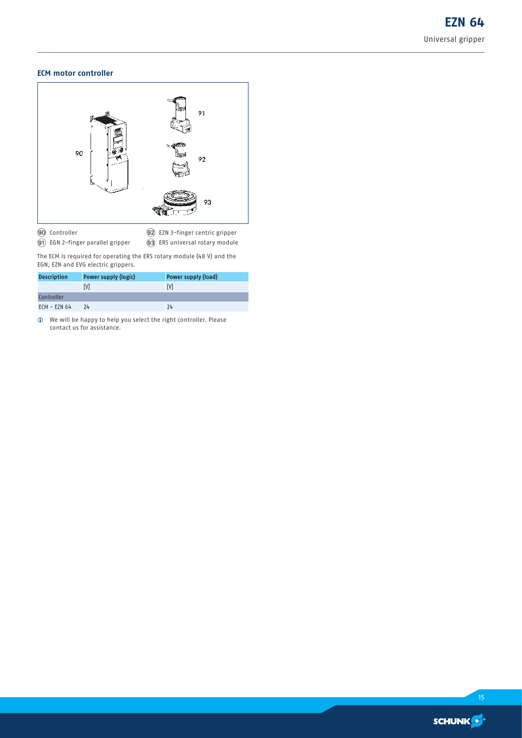### ECM motor controller

(90) Controller
(91) EGN 2-finger parallel gripper
(92) EZN 3-finger centric gripper
(93) ERS universal rotary module

The ECM is required for operating the ERS rotary module (48 V) and the EGN, EZN and EVG electric grippers.

| Description | Power supply (logic) | Power supply (load) |
|---|---|---|
| | [V] | [V] |
| Controller | | |
| ECM - EZN 64 | 24 | 24 |

ⓘ We will be happy to help you select the right controller. Please contact us for assistance.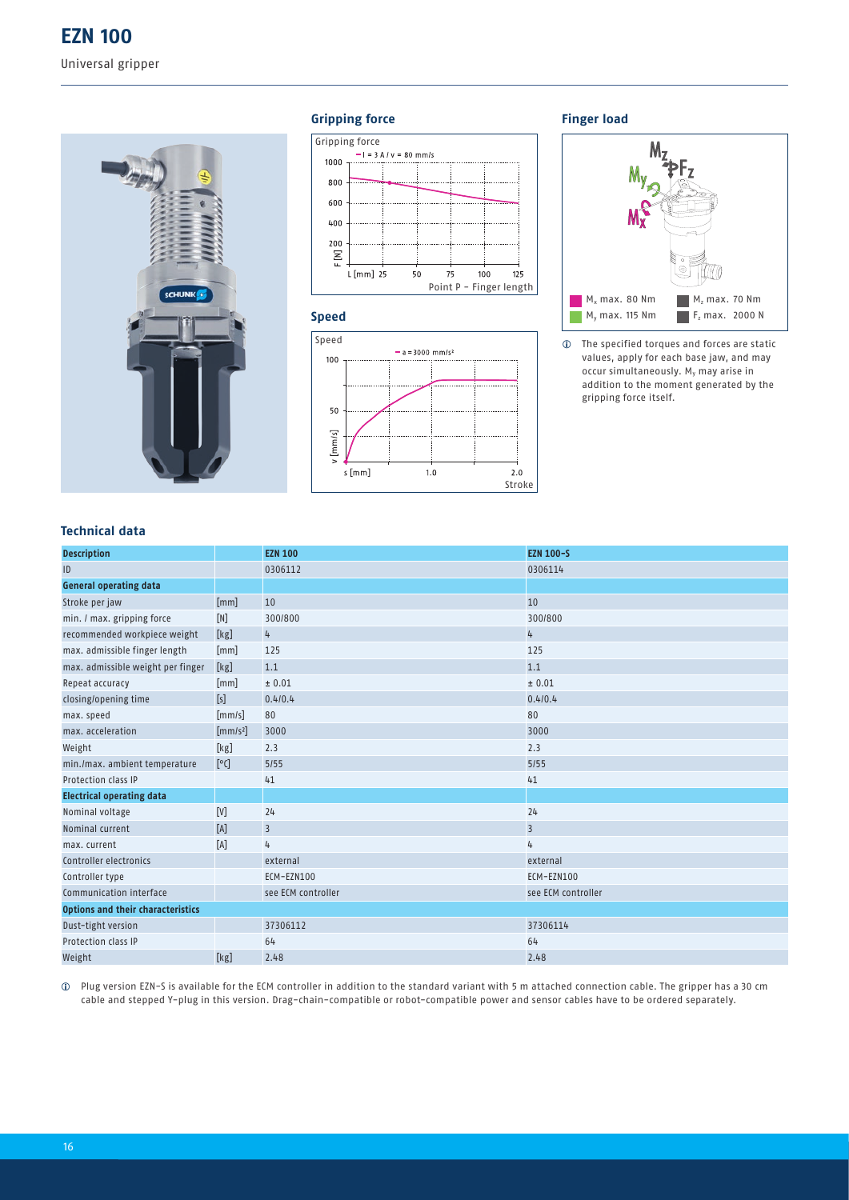# EZN 100

Universal gripper

### Gripping force

### Speed

### Finger load

$M_x$ max. 80 Nm
$M_y$ max. 115 Nm
$M_z$ max. 70 Nm
$F_z$ max. 2000 N

ⓘ The specified torques and forces are static values, apply for each base jaw, and may occur simultaneously. $M_y$ may arise in addition to the moment generated by the gripping force itself.

### Technical data

| Description | | EZN 100 | EZN 100-S |
|---|---|---|---|
| ID | | 0306112 | 0306114 |
| **General operating data** | | | |
| Stroke per jaw | [mm] | 10 | 10 |
| min. / max. gripping force | [N] | 300/800 | 300/800 |
| recommended workpiece weight | [kg] | 4 | 4 |
| max. admissible finger length | [mm] | 125 | 125 |
| max. admissible weight per finger | [kg] | 1.1 | 1.1 |
| Repeat accuracy | [mm] | ± 0.01 | ± 0.01 |
| closing/opening time | [s] | 0.4/0.4 | 0.4/0.4 |
| max. speed | [mm/s] | 80 | 80 |
| max. acceleration | [mm/s²] | 3000 | 3000 |
| Weight | [kg] | 2.3 | 2.3 |
| min./max. ambient temperature | [°C] | 5/55 | 5/55 |
| Protection class IP | | 41 | 41 |
| **Electrical operating data** | | | |
| Nominal voltage | [V] | 24 | 24 |
| Nominal current | [A] | 3 | 3 |
| max. current | [A] | 4 | 4 |
| Controller electronics | | external | external |
| Controller type | | ECM-EZN100 | ECM-EZN100 |
| Communication interface | | see ECM controller | see ECM controller |
| **Options and their characteristics** | | | |
| Dust-tight version | | 37306112 | 37306114 |
| Protection class IP | | 64 | 64 |
| Weight | [kg] | 2.48 | 2.48 |

ⓘ Plug version EZN-S is available for the ECM controller in addition to the standard variant with 5 m attached connection cable. The gripper has a 30 cm cable and stepped Y-plug in this version. Drag-chain-compatible or robot-compatible power and sensor cables have to be ordered separately.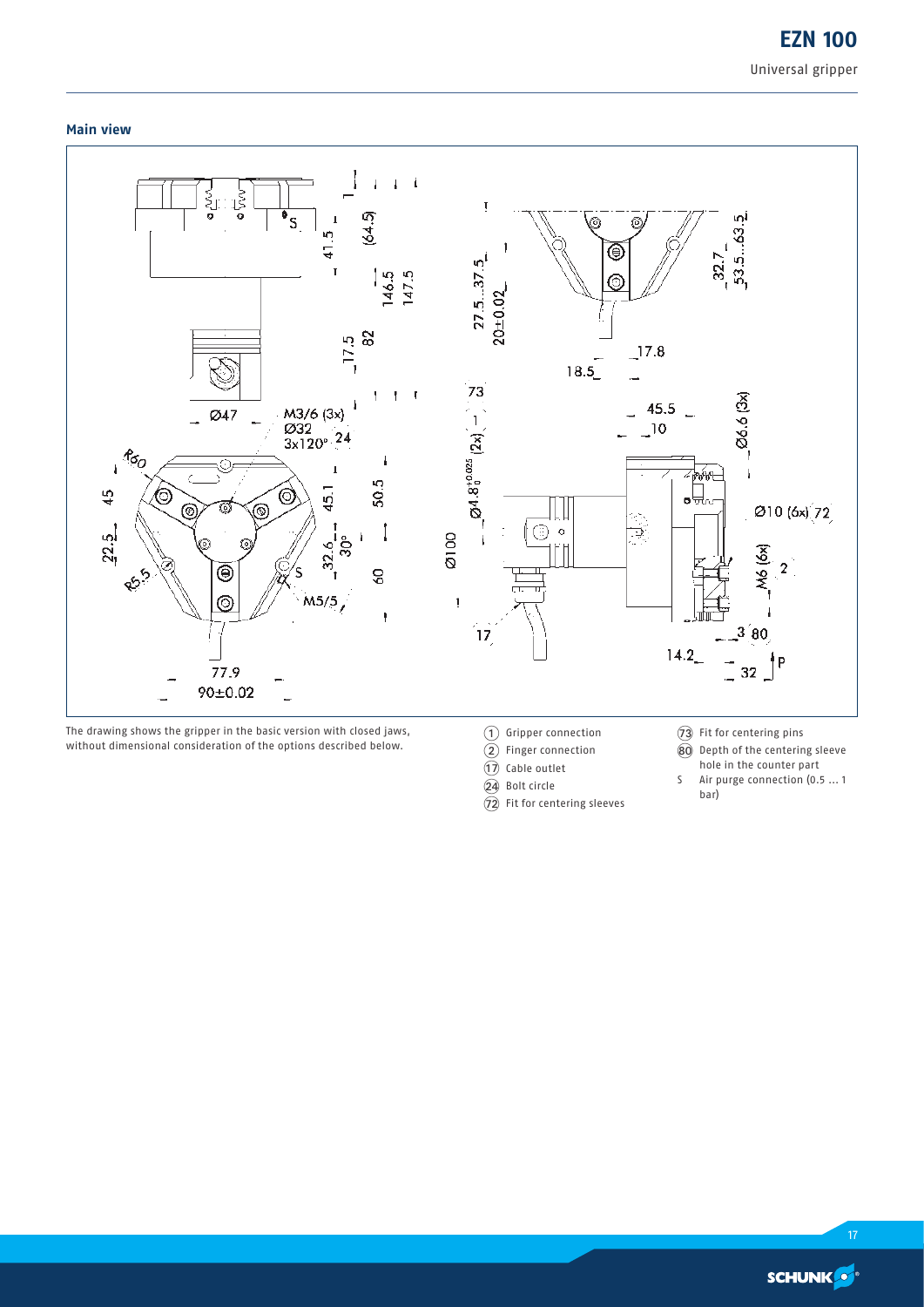## Main view

The drawing shows the gripper in the basic version with closed jaws, without dimensional consideration of the options described below.

- (1) Gripper connection
- (2) Finger connection
- (17) Cable outlet
- (24) Bolt circle
- (72) Fit for centering sleeves
- (73) Fit for centering pins
- (80) Depth of the centering sleeve hole in the counter part
- S Air purge connection (0.5 ... 1 bar)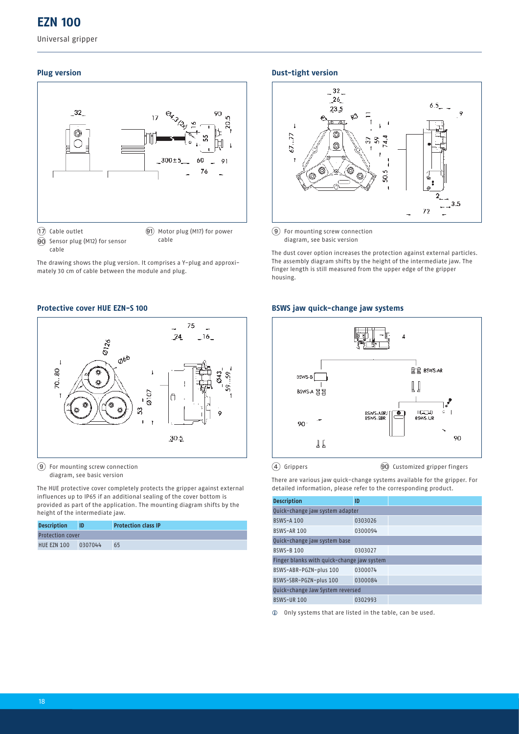# EZN 100

Universal gripper

## Plug version

(17) Cable outlet

(90) Sensor plug (M12) for sensor cable

(91) Motor plug (M17) for power cable

The drawing shows the plug version. It comprises a Y-plug and approximately 30 cm of cable between the module and plug.

## Dust-tight version

(9) For mounting screw connection diagram, see basic version

The dust cover option increases the protection against external particles. The assembly diagram shifts by the height of the intermediate jaw. The finger length is still measured from the upper edge of the gripper housing.

## Protective cover HUE EZN-S 100

(9) For mounting screw connection diagram, see basic version

The HUE protective cover completely protects the gripper against external influences up to IP65 if an additional sealing of the cover bottom is provided as part of the application. The mounting diagram shifts by the height of the intermediate jaw.

| Description | ID | Protection class IP |
|---|---|---|
| Protection cover | | |
| HUE EZN 100 | 0307044 | 65 |

## BSWS jaw quick-change jaw systems

(4) Grippers

(90) Customized gripper fingers

There are various jaw quick-change systems available for the gripper. For detailed information, please refer to the corresponding product.

| Description | ID |
|---|---|
| Quick-change jaw system adapter | |
| BSWS-A 100 | 0303026 |
| BSWS-AR 100 | 0300094 |
| Quick-change jaw system base | |
| BSWS-B 100 | 0303027 |
| Finger blanks with quick-change jaw system | |
| BSWS-ABR-PGZN-plus 100 | 0300074 |
| BSWS-SBR-PGZN-plus 100 | 0300084 |
| Quick-change Jaw System reversed | |
| BSWS-UR 100 | 0302993 |

ⓘ Only systems that are listed in the table, can be used.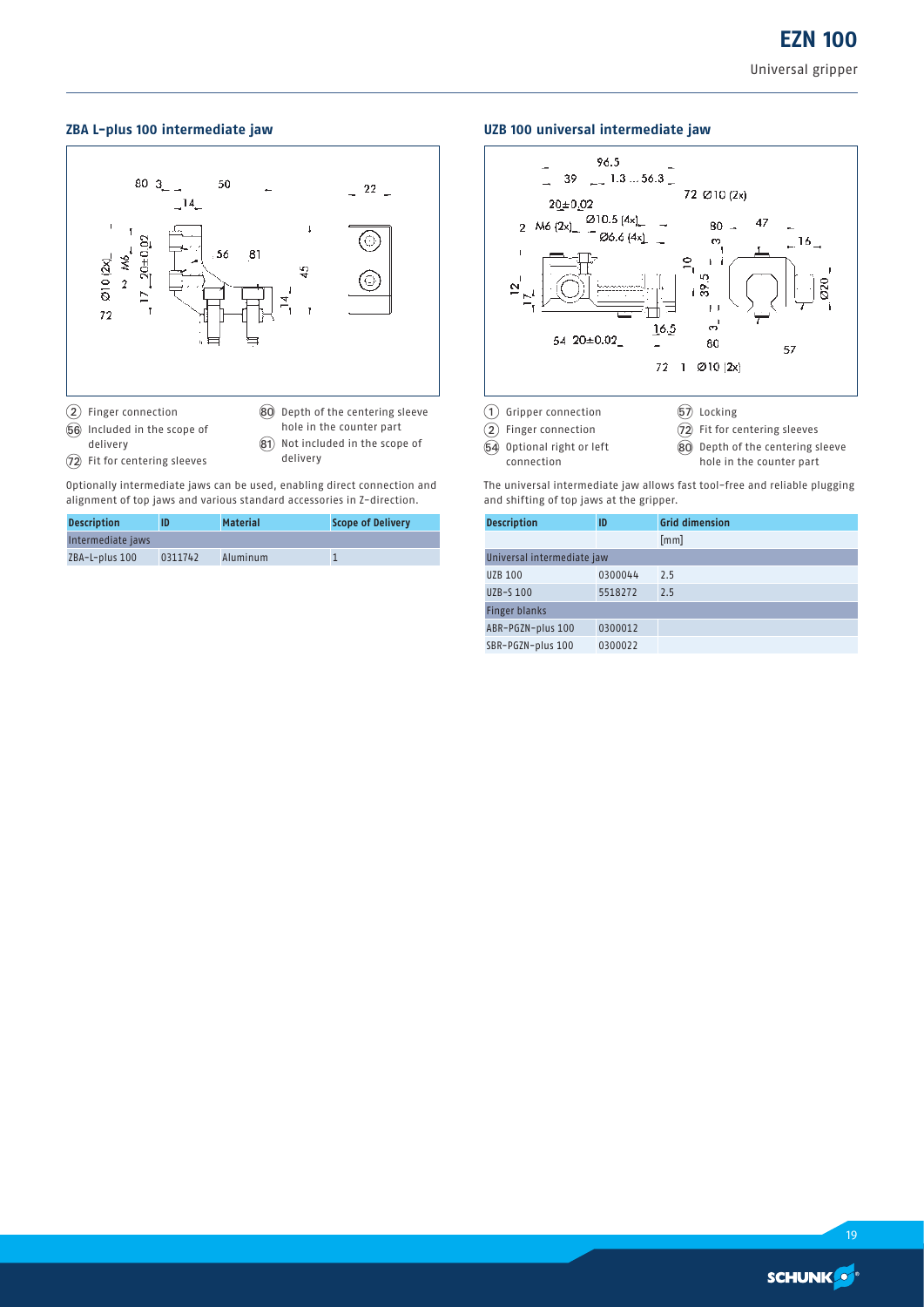## ZBA L-plus 100 intermediate jaw

(2) Finger connection
(56) Included in the scope of delivery
(72) Fit for centering sleeves
(80) Depth of the centering sleeve hole in the counter part
(81) Not included in the scope of delivery

Optionally intermediate jaws can be used, enabling direct connection and alignment of top jaws and various standard accessories in Z-direction.

| Description | ID | Material | Scope of Delivery |
|---|---|---|---|
| Intermediate jaws | | | |
| ZBA-L-plus 100 | 0311742 | Aluminum | 1 |

## UZB 100 universal intermediate jaw

(1) Gripper connection
(2) Finger connection
(54) Optional right or left connection
(57) Locking
(72) Fit for centering sleeves
(80) Depth of the centering sleeve hole in the counter part

The universal intermediate jaw allows fast tool-free and reliable plugging and shifting of top jaws at the gripper.

| Description | ID | Grid dimension |
|---|---|---|
| | | [mm] |
| Universal intermediate jaw | | |
| UZB 100 | 0300044 | 2.5 |
| UZB-S 100 | 5518272 | 2.5 |
| Finger blanks | | |
| ABR-PGZN-plus 100 | 0300012 | |
| SBR-PGZN-plus 100 | 0300022 | |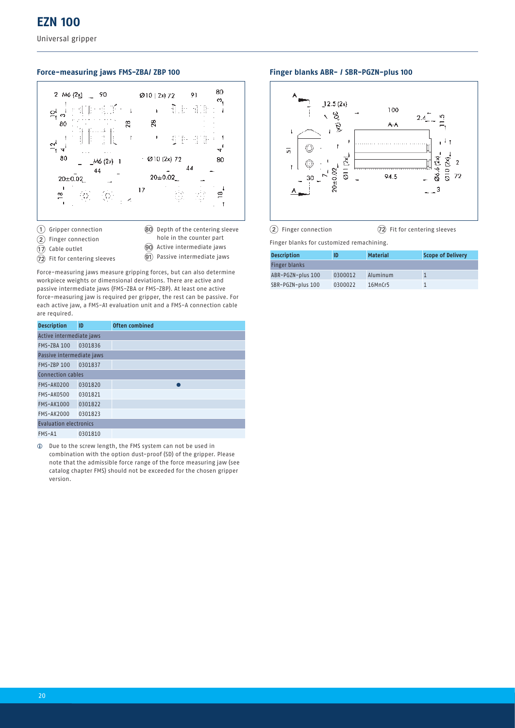# EZN 100

Universal gripper

## Force-measuring jaws FMS-ZBA/ ZBP 100

(1) Gripper connection
(2) Finger connection
(17) Cable outlet
(72) Fit for centering sleeves
(80) Depth of the centering sleeve hole in the counter part
(90) Active intermediate jaws
(91) Passive intermediate jaws

Force-measuring jaws measure gripping forces, but can also determine workpiece weights or dimensional deviations. There are active and passive intermediate jaws (FMS-ZBA or FMS-ZBP). At least one active force-measuring jaw is required per gripper, the rest can be passive. For each active jaw, a FMS-A1 evaluation unit and a FMS-A connection cable are required.

| Description | ID | Often combined |
|---|---|---|
| Active intermediate jaws | | |
| FMS-ZBA 100 | 0301836 | |
| Passive intermediate jaws | | |
| FMS-ZBP 100 | 0301837 | |
| Connection cables | | |
| FMS-AK0200 | 0301820 | ● |
| FMS-AK0500 | 0301821 | |
| FMS-AK1000 | 0301822 | |
| FMS-AK2000 | 0301823 | |
| Evaluation electronics | | |
| FMS-A1 | 0301810 | |

ⓘ Due to the screw length, the FMS system can not be used in combination with the option dust-proof (SD) of the gripper. Please note that the admissible force range of the force measuring jaw (see catalog chapter FMS) should not be exceeded for the chosen gripper version.

## Finger blanks ABR- / SBR-PGZN-plus 100

(2) Finger connection
(72) Fit for centering sleeves

Finger blanks for customized remachining.

| Description | ID | Material | Scope of Delivery |
|---|---|---|---|
| Finger blanks | | | |
| ABR-PGZN-plus 100 | 0300012 | Aluminum | 1 |
| SBR-PGZN-plus 100 | 0300022 | 16MnCr5 | 1 |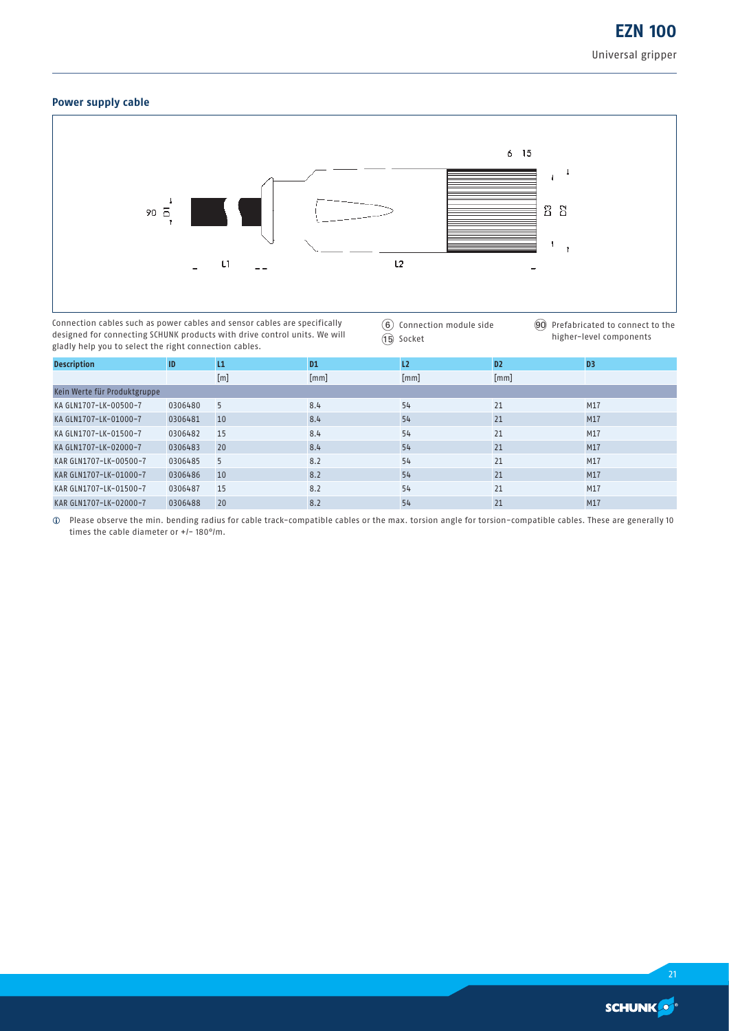### Power supply cable

Connection cables such as power cables and sensor cables are specifically designed for connecting SCHUNK products with drive control units. We will gladly help you to select the right connection cables.

(6) Connection module side
(15) Socket
(90) Prefabricated to connect to the higher-level components

| Description | ID | L1 | D1 | L2 | D2 | D3 |
|---|---|---|---|---|---|---|
| | | [m] | [mm] | [mm] | [mm] | |
| Kein Werte für Produktgruppe | | | | | | |
| KA GLN1707-LK-00500-7 | 0306480 | 5 | 8.4 | 54 | 21 | M17 |
| KA GLN1707-LK-01000-7 | 0306481 | 10 | 8.4 | 54 | 21 | M17 |
| KA GLN1707-LK-01500-7 | 0306482 | 15 | 8.4 | 54 | 21 | M17 |
| KA GLN1707-LK-02000-7 | 0306483 | 20 | 8.4 | 54 | 21 | M17 |
| KAR GLN1707-LK-00500-7 | 0306485 | 5 | 8.2 | 54 | 21 | M17 |
| KAR GLN1707-LK-01000-7 | 0306486 | 10 | 8.2 | 54 | 21 | M17 |
| KAR GLN1707-LK-01500-7 | 0306487 | 15 | 8.2 | 54 | 21 | M17 |
| KAR GLN1707-LK-02000-7 | 0306488 | 20 | 8.2 | 54 | 21 | M17 |

ⓘ Please observe the min. bending radius for cable track-compatible cables or the max. torsion angle for torsion-compatible cables. These are generally 10 times the cable diameter or +/- 180°/m.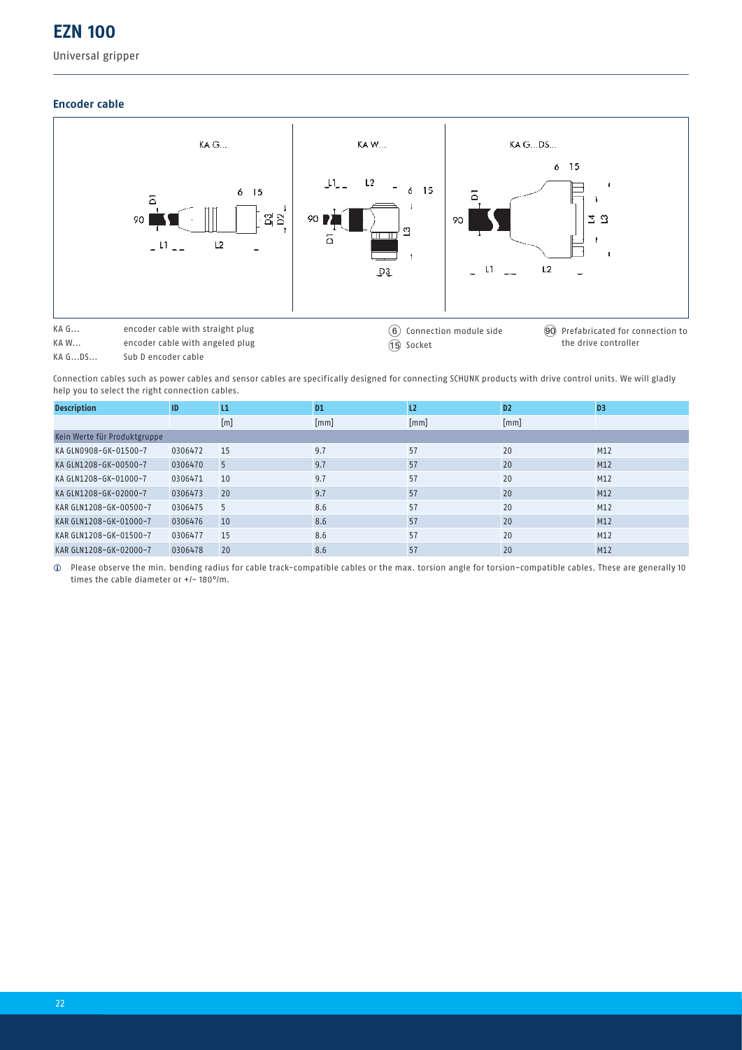# EZN 100

Universal gripper

## Encoder cable

KA G... encoder cable with straight plug
KA W... encoder cable with angeled plug
KA G...DS... Sub D encoder cable

(6) Connection module side
(15) Socket
(90) Prefabricated for connection to the drive controller

Connection cables such as power cables and sensor cables are specifically designed for connecting SCHUNK products with drive control units. We will gladly help you to select the right connection cables.

| Description | ID | L1 | D1 | L2 | D2 | D3 |
|---|---|---|---|---|---|---|
| | | [m] | [mm] | [mm] | [mm] | |
| Kein Werte für Produktgruppe | | | | | | |
| KA GLN0908-GK-01500-7 | 0306472 | 15 | 9.7 | 57 | 20 | M12 |
| KA GLN1208-GK-00500-7 | 0306470 | 5 | 9.7 | 57 | 20 | M12 |
| KA GLN1208-GK-01000-7 | 0306471 | 10 | 9.7 | 57 | 20 | M12 |
| KA GLN1208-GK-02000-7 | 0306473 | 20 | 9.7 | 57 | 20 | M12 |
| KAR GLN1208-GK-00500-7 | 0306475 | 5 | 8.6 | 57 | 20 | M12 |
| KAR GLN1208-GK-01000-7 | 0306476 | 10 | 8.6 | 57 | 20 | M12 |
| KAR GLN1208-GK-01500-7 | 0306477 | 15 | 8.6 | 57 | 20 | M12 |
| KAR GLN1208-GK-02000-7 | 0306478 | 20 | 8.6 | 57 | 20 | M12 |

ⓘ Please observe the min. bending radius for cable track-compatible cables or the max. torsion angle for torsion-compatible cables. These are generally 10 times the cable diameter or +/- 180°/m.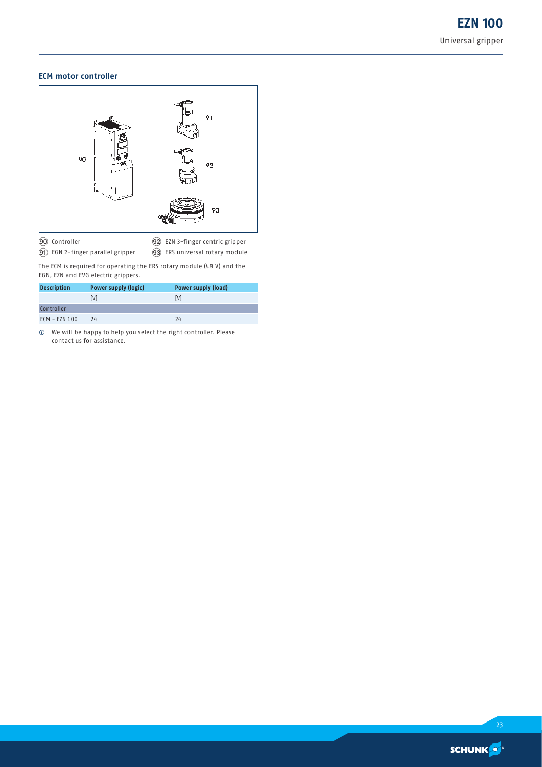## ECM motor controller

(90) Controller
(91) EGN 2-finger parallel gripper
(92) EZN 3-finger centric gripper
(93) ERS universal rotary module

The ECM is required for operating the ERS rotary module (48 V) and the EGN, EZN and EVG electric grippers.

| Description | Power supply (logic) | Power supply (load) |
|---|---|---|
| | [V] | [V] |
| Controller | | |
| ECM - EZN 100 | 24 | 24 |

ⓘ We will be happy to help you select the right controller. Please contact us for assistance.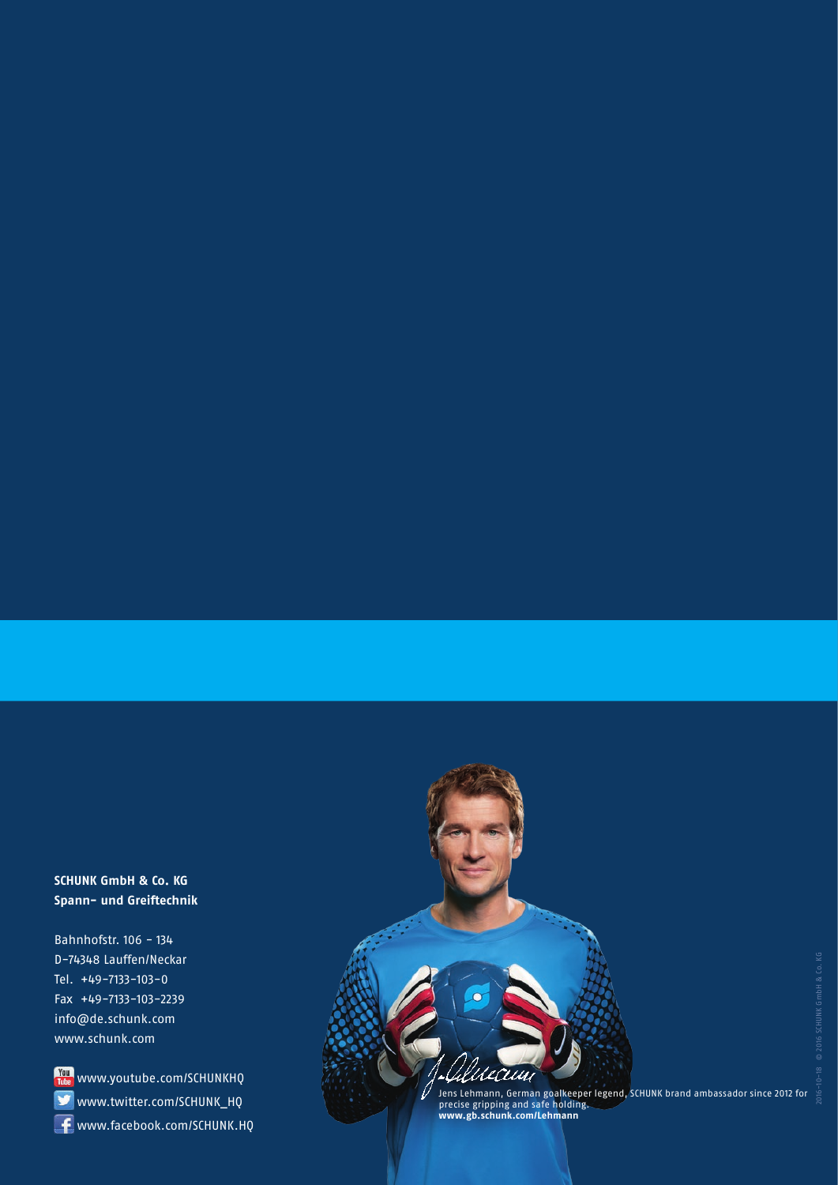**SCHUNK GmbH & Co. KG**
**Spann- und Greiftechnik**

Bahnhofstr. 106 - 134
D-74348 Lauffen/Neckar
Tel. +49-7133-103-0
Fax +49-7133-103-2239
info@de.schunk.com
www.schunk.com

www.youtube.com/SCHUNKHQ
www.twitter.com/SCHUNK_HQ
www.facebook.com/SCHUNK.HQ

Jens Lehmann, German goalkeeper legend, SCHUNK brand ambassador since 2012 for precise gripping and safe holding.
**www.gb.schunk.com/Lehmann**

2016-10-18 © 2016 SCHUNK GmbH & Co. KG